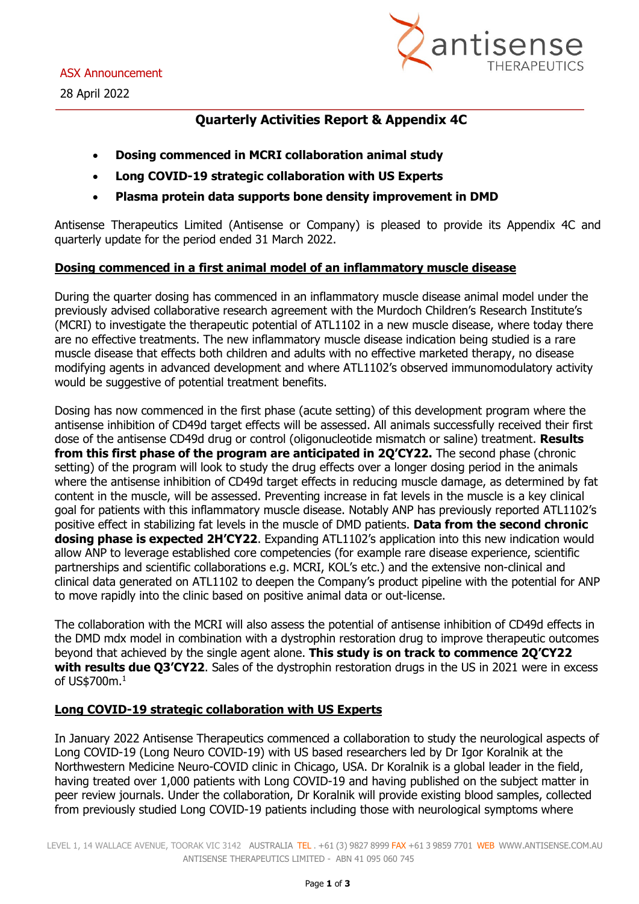ASX Announcement

28 April 2022

# Quarterly Activities Report & Appendix 4C

- **Dosing commenced in MCRI collaboration animal study**
- **Long COVID-19 strategic collaboration with US Experts**
- **Plasma protein data supports bone density improvement in DMD**

Antisense Therapeutics Limited (Antisense or Company) is pleased to provide its Appendix 4C and quarterly update for the period ended 31 March 2022.

## Dosing commenced in a first animal model of an inflammatory muscle disease

During the quarter dosing has commenced in an inflammatory muscle disease animal model under the previously advised collaborative research agreement with the Murdoch Children's Research Institute's (MCRI) to investigate the therapeutic potential of ATL1102 in a new muscle disease, where today there are no effective treatments. The new inflammatory muscle disease indication being studied is a rare muscle disease that effects both children and adults with no effective marketed therapy, no disease modifying agents in advanced development and where ATL1102's observed immunomodulatory activity would be suggestive of potential treatment benefits.

Dosing has now commenced in the first phase (acute setting) of this development program where the antisense inhibition of CD49d target effects will be assessed. All animals successfully received their first dose of the antisense CD49d drug or control (oligonucleotide mismatch or saline) treatment. **Results from this first phase of the program are anticipated in 2Q'CY22.** The second phase (chronic setting) of the program will look to study the drug effects over a longer dosing period in the animals where the antisense inhibition of CD49d target effects in reducing muscle damage, as determined by fat content in the muscle, will be assessed. Preventing increase in fat levels in the muscle is a key clinical goal for patients with this inflammatory muscle disease. Notably ANP has previously reported ATL1102's positive effect in stabilizing fat levels in the muscle of DMD patients. **Data from the second chronic dosing phase is expected 2H'CY22**. Expanding ATL1102's application into this new indication would allow ANP to leverage established core competencies (for example rare disease experience, scientific partnerships and scientific collaborations e.g. MCRI, KOL's etc.) and the extensive non-clinical and clinical data generated on ATL1102 to deepen the Company's product pipeline with the potential for ANP to move rapidly into the clinic based on positive animal data or out-license.

The collaboration with the MCRI will also assess the potential of antisense inhibition of CD49d effects in the DMD mdx model in combination with a dystrophin restoration drug to improve therapeutic outcomes beyond that achieved by the single agent alone. **This study is on track to commence 2Q'CY22 with results due Q3'CY22**. Sales of the dystrophin restoration drugs in the US in 2021 were in excess of US$700m.[1]

## Long COVID-19 strategic collaboration with US Experts

In January 2022 Antisense Therapeutics commenced a collaboration to study the neurological aspects of Long COVID-19 (Long Neuro COVID-19) with US based researchers led by Dr Igor Koralnik at the Northwestern Medicine Neuro-COVID clinic in Chicago, USA. Dr Koralnik is a global leader in the field, having treated over 1,000 patients with Long COVID-19 and having published on the subject matter in peer review journals. Under the collaboration, Dr Koralnik will provide existing blood samples, collected from previously studied Long COVID-19 patients including those with neurological symptoms where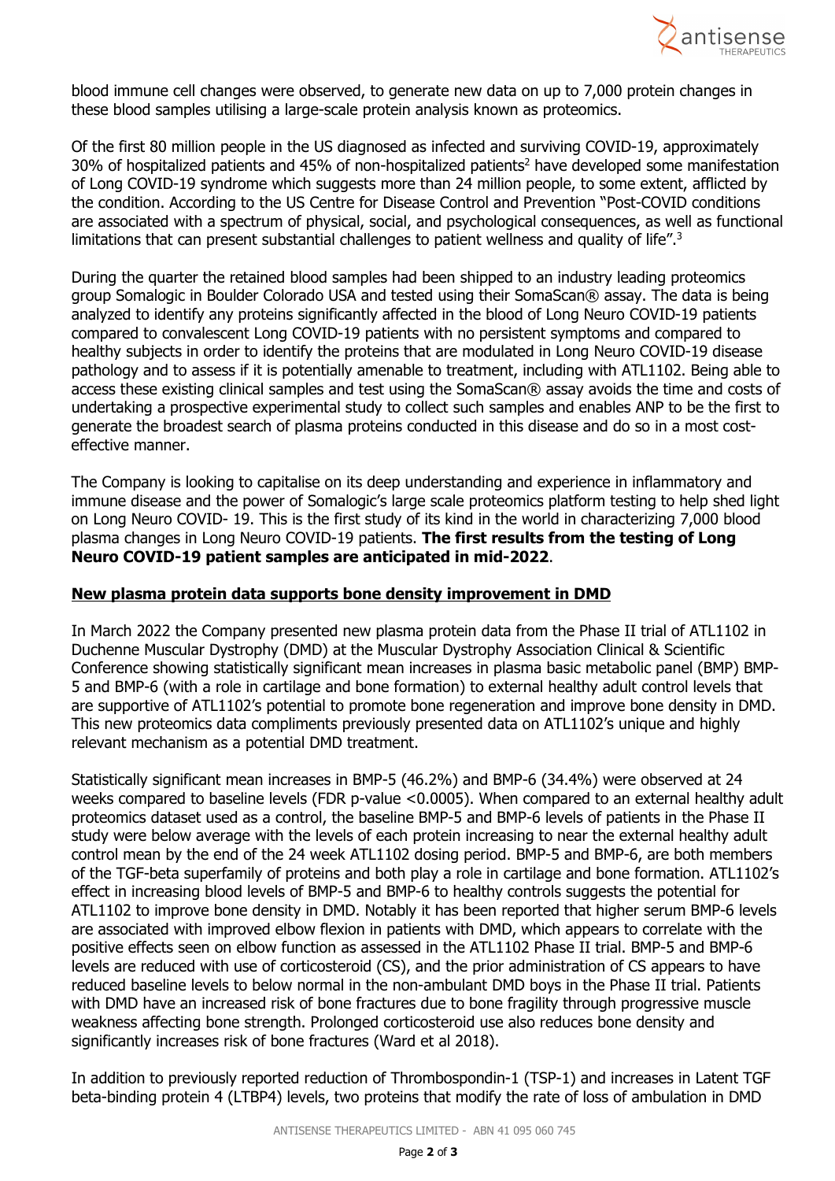blood immune cell changes were observed, to generate new data on up to 7,000 protein changes in these blood samples utilising a large-scale protein analysis known as proteomics.

Of the first 80 million people in the US diagnosed as infected and surviving COVID-19, approximately 30% of hospitalized patients and 45% of non-hospitalized patients[2] have developed some manifestation of Long COVID-19 syndrome which suggests more than 24 million people, to some extent, afflicted by the condition. According to the US Centre for Disease Control and Prevention "Post-COVID conditions are associated with a spectrum of physical, social, and psychological consequences, as well as functional limitations that can present substantial challenges to patient wellness and quality of life".[3]

During the quarter the retained blood samples had been shipped to an industry leading proteomics group Somalogic in Boulder Colorado USA and tested using their SomaScan® assay. The data is being analyzed to identify any proteins significantly affected in the blood of Long Neuro COVID-19 patients compared to convalescent Long COVID-19 patients with no persistent symptoms and compared to healthy subjects in order to identify the proteins that are modulated in Long Neuro COVID-19 disease pathology and to assess if it is potentially amenable to treatment, including with ATL1102. Being able to access these existing clinical samples and test using the SomaScan® assay avoids the time and costs of undertaking a prospective experimental study to collect such samples and enables ANP to be the first to generate the broadest search of plasma proteins conducted in this disease and do so in a most cost-effective manner.

The Company is looking to capitalise on its deep understanding and experience in inflammatory and immune disease and the power of Somalogic's large scale proteomics platform testing to help shed light on Long Neuro COVID- 19. This is the first study of its kind in the world in characterizing 7,000 blood plasma changes in Long Neuro COVID-19 patients. **The first results from the testing of Long Neuro COVID-19 patient samples are anticipated in mid-2022**.

## New plasma protein data supports bone density improvement in DMD

In March 2022 the Company presented new plasma protein data from the Phase II trial of ATL1102 in Duchenne Muscular Dystrophy (DMD) at the Muscular Dystrophy Association Clinical & Scientific Conference showing statistically significant mean increases in plasma basic metabolic panel (BMP) BMP-5 and BMP-6 (with a role in cartilage and bone formation) to external healthy adult control levels that are supportive of ATL1102's potential to promote bone regeneration and improve bone density in DMD. This new proteomics data compliments previously presented data on ATL1102's unique and highly relevant mechanism as a potential DMD treatment.

Statistically significant mean increases in BMP-5 (46.2%) and BMP-6 (34.4%) were observed at 24 weeks compared to baseline levels (FDR p-value $<0.0005$). When compared to an external healthy adult proteomics dataset used as a control, the baseline BMP-5 and BMP-6 levels of patients in the Phase II study were below average with the levels of each protein increasing to near the external healthy adult control mean by the end of the 24 week ATL1102 dosing period. BMP-5 and BMP-6, are both members of the TGF-beta superfamily of proteins and both play a role in cartilage and bone formation. ATL1102's effect in increasing blood levels of BMP-5 and BMP-6 to healthy controls suggests the potential for ATL1102 to improve bone density in DMD. Notably it has been reported that higher serum BMP-6 levels are associated with improved elbow flexion in patients with DMD, which appears to correlate with the positive effects seen on elbow function as assessed in the ATL1102 Phase II trial. BMP-5 and BMP-6 levels are reduced with use of corticosteroid (CS), and the prior administration of CS appears to have reduced baseline levels to below normal in the non-ambulant DMD boys in the Phase II trial. Patients with DMD have an increased risk of bone fractures due to bone fragility through progressive muscle weakness affecting bone strength. Prolonged corticosteroid use also reduces bone density and significantly increases risk of bone fractures (Ward et al 2018).

In addition to previously reported reduction of Thrombospondin-1 (TSP-1) and increases in Latent TGF beta-binding protein 4 (LTBP4) levels, two proteins that modify the rate of loss of ambulation in DMD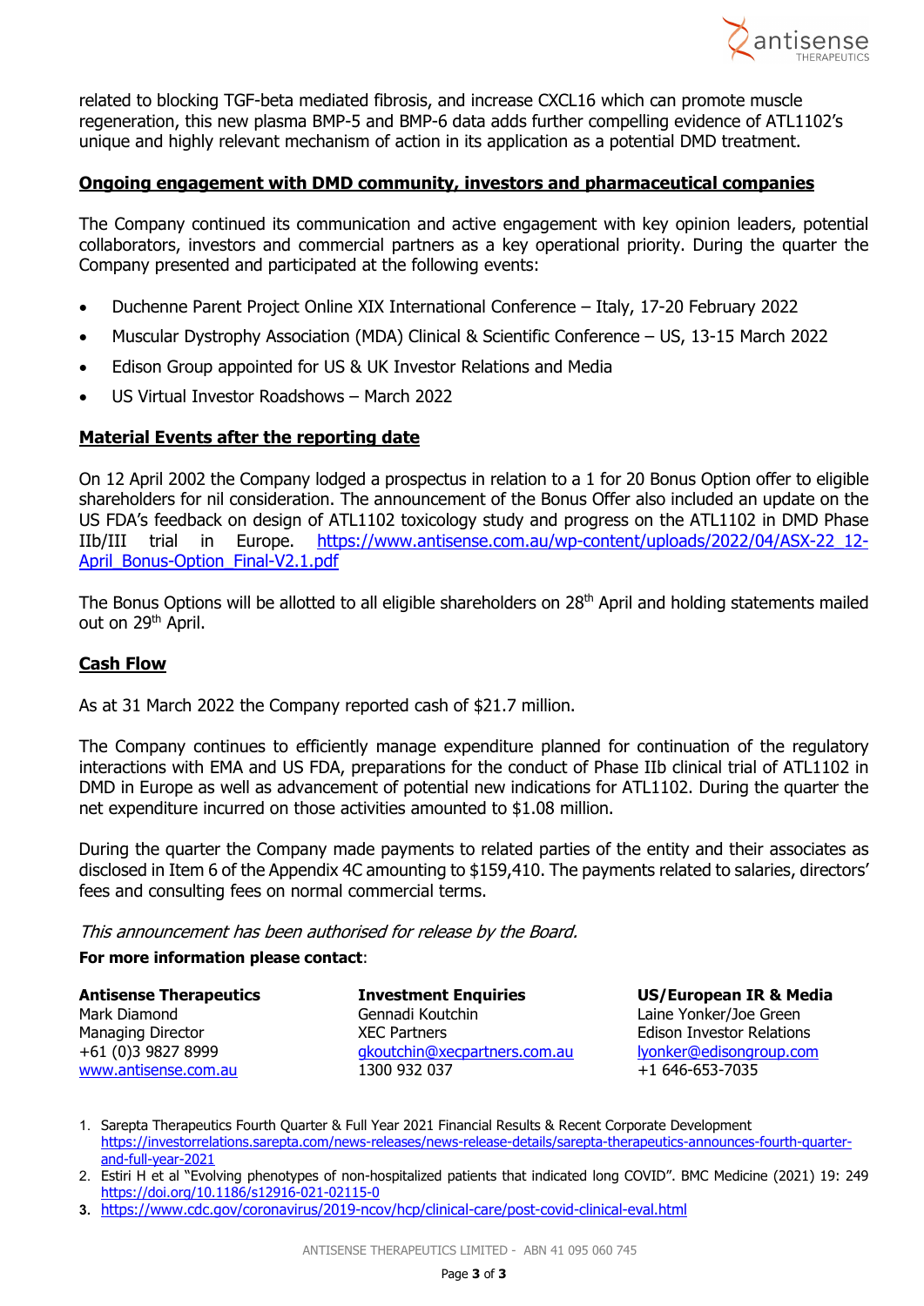related to blocking TGF-beta mediated fibrosis, and increase CXCL16 which can promote muscle regeneration, this new plasma BMP-5 and BMP-6 data adds further compelling evidence of ATL1102's unique and highly relevant mechanism of action in its application as a potential DMD treatment.

## Ongoing engagement with DMD community, investors and pharmaceutical companies

The Company continued its communication and active engagement with key opinion leaders, potential collaborators, investors and commercial partners as a key operational priority. During the quarter the Company presented and participated at the following events:

- Duchenne Parent Project Online XIX International Conference – Italy, 17-20 February 2022
- Muscular Dystrophy Association (MDA) Clinical & Scientific Conference – US, 13-15 March 2022
- Edison Group appointed for US & UK Investor Relations and Media
- US Virtual Investor Roadshows – March 2022

## Material Events after the reporting date

On 12 April 2002 the Company lodged a prospectus in relation to a 1 for 20 Bonus Option offer to eligible shareholders for nil consideration. The announcement of the Bonus Offer also included an update on the US FDA's feedback on design of ATL1102 toxicology study and progress on the ATL1102 in DMD Phase IIb/III trial in Europe. https://www.antisense.com.au/wp-content/uploads/2022/04/ASX-22_12-April_Bonus-Option_Final-V2.1.pdf

The Bonus Options will be allotted to all eligible shareholders on 28th April and holding statements mailed out on 29th April.

## Cash Flow

As at 31 March 2022 the Company reported cash of $21.7 million.

The Company continues to efficiently manage expenditure planned for continuation of the regulatory interactions with EMA and US FDA, preparations for the conduct of Phase IIb clinical trial of ATL1102 in DMD in Europe as well as advancement of potential new indications for ATL1102. During the quarter the net expenditure incurred on those activities amounted to $1.08 million.

During the quarter the Company made payments to related parties of the entity and their associates as disclosed in Item 6 of the Appendix 4C amounting to $159,410. The payments related to salaries, directors' fees and consulting fees on normal commercial terms.

*This announcement has been authorised for release by the Board.*

**For more information please contact**:

| **Antisense Therapeutics** | **Investment Enquiries** | **US/European IR & Media** |
|---|---|---|
| Mark Diamond | Gennadi Koutchin | Laine Yonker/Joe Green |
| Managing Director | XEC Partners | Edison Investor Relations |
| +61 (0)3 9827 8999 | gkoutchin@xecpartners.com.au | lyonker@edisongroup.com |
| www.antisense.com.au | 1300 932 037 | +1 646-653-7035 |

1. Sarepta Therapeutics Fourth Quarter & Full Year 2021 Financial Results & Recent Corporate Development https://investorrelations.sarepta.com/news-releases/news-release-details/sarepta-therapeutics-announces-fourth-quarter-and-full-year-2021
2. Estiri H et al "Evolving phenotypes of non-hospitalized patients that indicated long COVID". BMC Medicine (2021) 19: 249 https://doi.org/10.1186/s12916-021-02115-0
3. https://www.cdc.gov/coronavirus/2019-ncov/hcp/clinical-care/post-covid-clinical-eval.html

ANTISENSE THERAPEUTICS LIMITED - ABN 41 095 060 745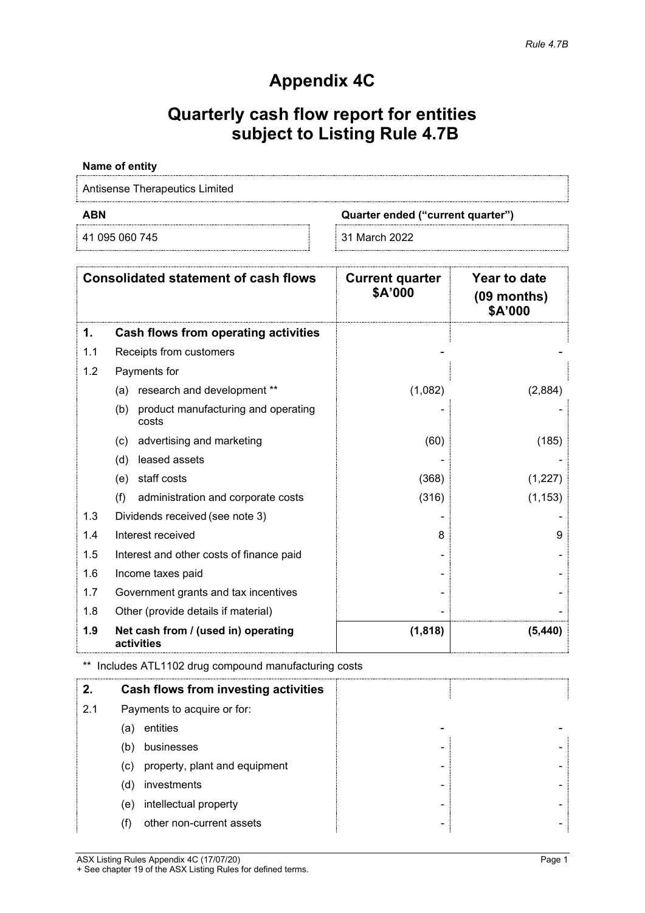# Appendix 4C

# Quarterly cash flow report for entities subject to Listing Rule 4.7B

**Name of entity**

Antisense Therapeutics Limited

| ABN | Quarter ended ("current quarter") |
|---|---|
| 41 095 060 745 | 31 March 2022 |

| | Consolidated statement of cash flows | Current quarter $A'000 | Year to date (09 months) $A'000 |
|---|---|---|---|
| **1.** | **Cash flows from operating activities** | | |
| 1.1 | Receipts from customers | - | - |
| 1.2 | Payments for | | |
| | (a) research and development ** | (1,082) | (2,884) |
| | (b) product manufacturing and operating costs | - | - |
| | (c) advertising and marketing | (60) | (185) |
| | (d) leased assets | - | - |
| | (e) staff costs | (368) | (1,227) |
| | (f) administration and corporate costs | (316) | (1,153) |
| 1.3 | Dividends received (see note 3) | - | - |
| 1.4 | Interest received | 8 | 9 |
| 1.5 | Interest and other costs of finance paid | - | - |
| 1.6 | Income taxes paid | - | - |
| 1.7 | Government grants and tax incentives | - | - |
| 1.8 | Other (provide details if material) | - | - |
| **1.9** | **Net cash from / (used in) operating activities** | **(1,818)** | **(5,440)** |

** Includes ATL1102 drug compound manufacturing costs

| | | | |
|---|---|---|---|
| **2.** | **Cash flows from investing activities** | | |
| 2.1 | Payments to acquire or for: | | |
| | (a) entities | - | - |
| | (b) businesses | - | - |
| | (c) property, plant and equipment | - | - |
| | (d) investments | - | - |
| | (e) intellectual property | - | - |
| | (f) other non-current assets | - | - |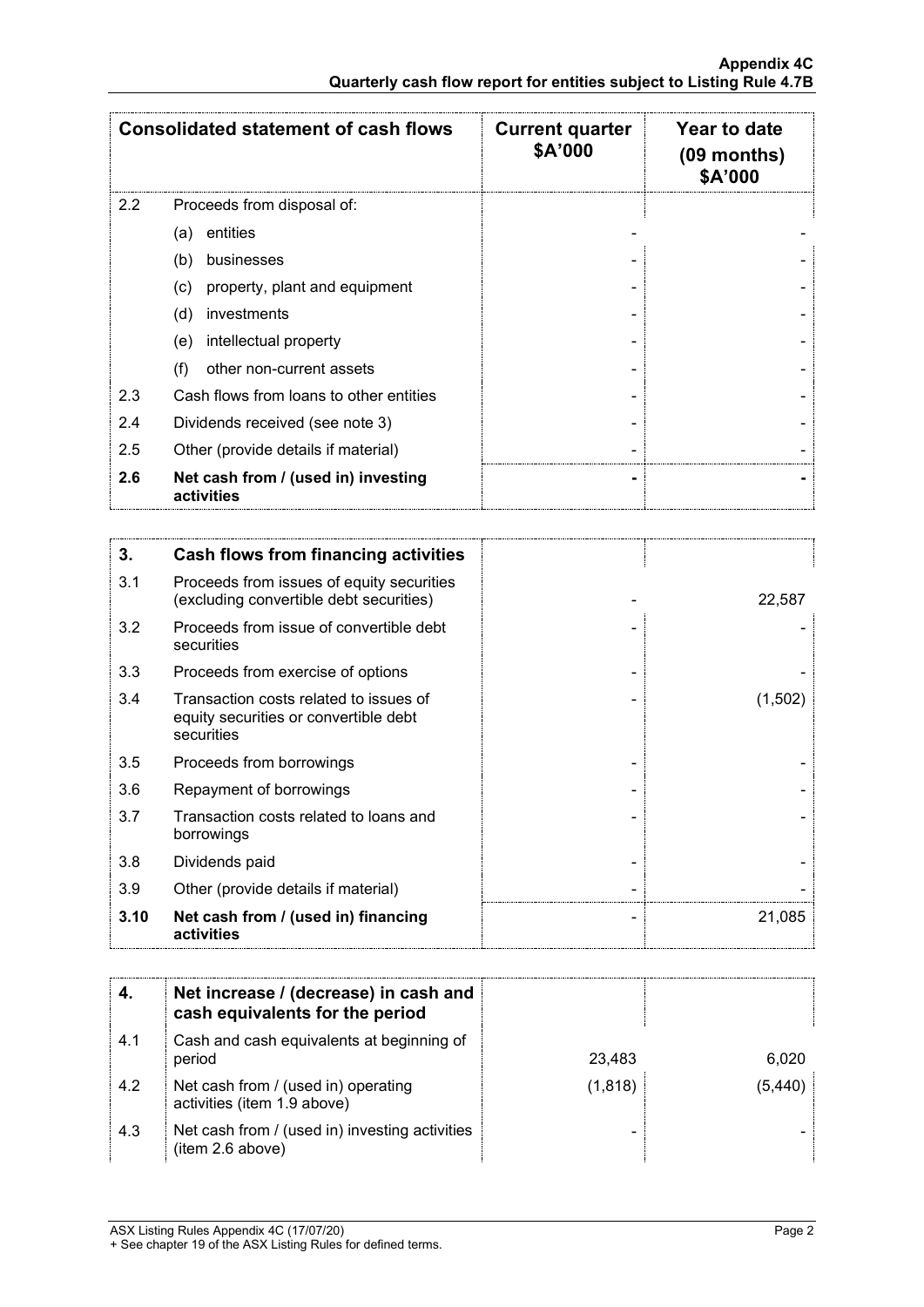| Consolidated statement of cash flows | | Current quarter $A'000 | Year to date (09 months) $A'000 |
|---|---|---|---|
| 2.2 | Proceeds from disposal of: | | |
| | (a) entities | - | - |
| | (b) businesses | - | - |
| | (c) property, plant and equipment | - | - |
| | (d) investments | - | - |
| | (e) intellectual property | - | - |
| | (f) other non-current assets | - | - |
| 2.3 | Cash flows from loans to other entities | - | - |
| 2.4 | Dividends received (see note 3) | - | - |
| 2.5 | Other (provide details if material) | - | - |
| **2.6** | **Net cash from / (used in) investing activities** | **-** | **-** |

| **3.** | **Cash flows from financing activities** | | |
|---|---|---|---|
| 3.1 | Proceeds from issues of equity securities (excluding convertible debt securities) | - | 22,587 |
| 3.2 | Proceeds from issue of convertible debt securities | - | - |
| 3.3 | Proceeds from exercise of options | - | - |
| 3.4 | Transaction costs related to issues of equity securities or convertible debt securities | - | (1,502) |
| 3.5 | Proceeds from borrowings | - | - |
| 3.6 | Repayment of borrowings | - | - |
| 3.7 | Transaction costs related to loans and borrowings | - | - |
| 3.8 | Dividends paid | - | - |
| 3.9 | Other (provide details if material) | - | - |
| **3.10** | **Net cash from / (used in) financing activities** | - | 21,085 |

| **4.** | **Net increase / (decrease) in cash and cash equivalents for the period** | | |
|---|---|---|---|
| 4.1 | Cash and cash equivalents at beginning of period | 23,483 | 6,020 |
| 4.2 | Net cash from / (used in) operating activities (item 1.9 above) | (1,818) | (5,440) |
| 4.3 | Net cash from / (used in) investing activities (item 2.6 above) | - | - |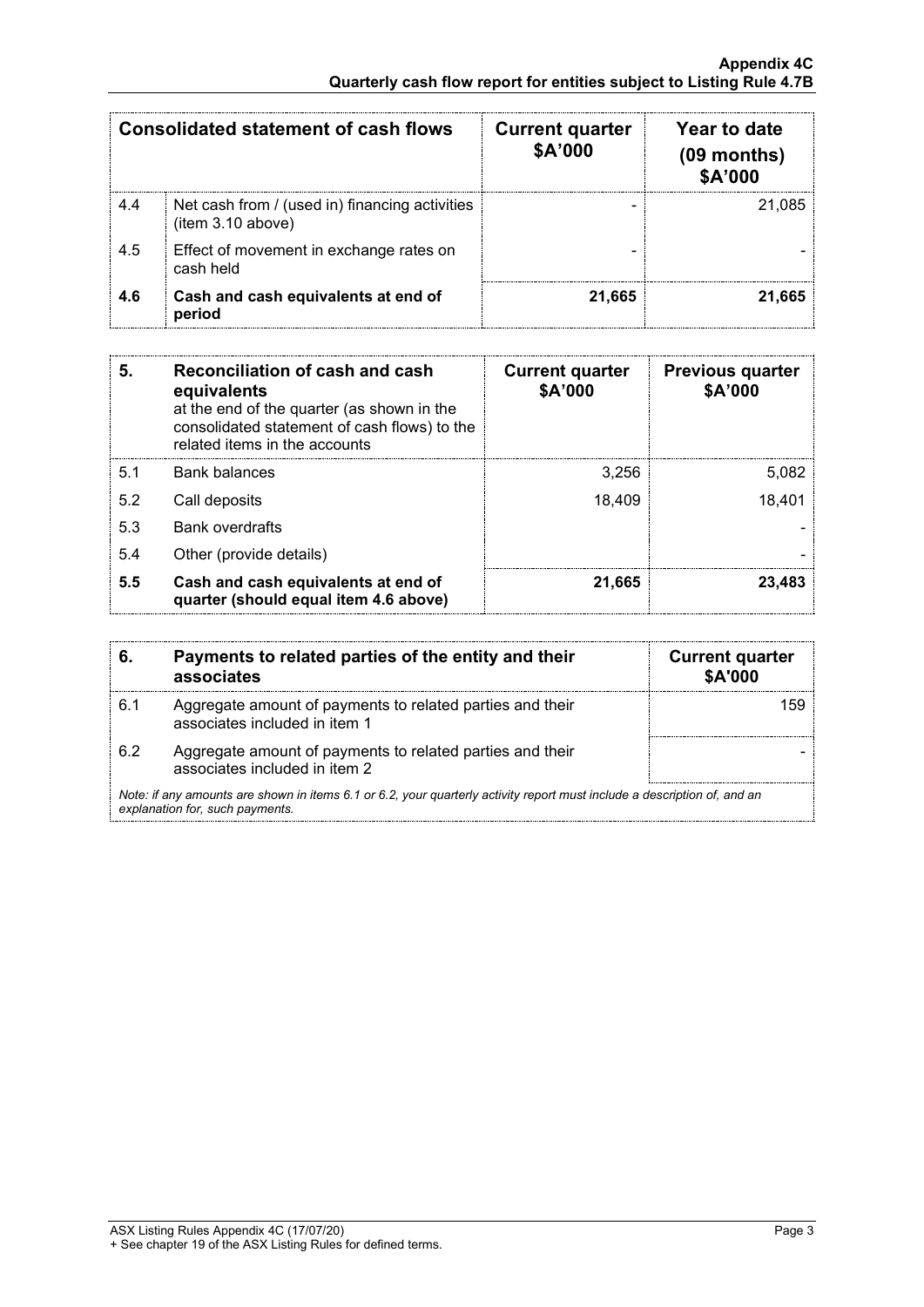| | Consolidated statement of cash flows | Current quarter $A'000 | Year to date (09 months) $A'000 |
|---|---|---|---|
| 4.4 | Net cash from / (used in) financing activities (item 3.10 above) | - | 21,085 |
| 4.5 | Effect of movement in exchange rates on cash held | - | - |
| **4.6** | **Cash and cash equivalents at end of period** | **21,665** | **21,665** |

| **5.** | **Reconciliation of cash and cash equivalents** at the end of the quarter (as shown in the consolidated statement of cash flows) to the related items in the accounts | **Current quarter $A'000** | **Previous quarter $A'000** |
|---|---|---|---|
| 5.1 | Bank balances | 3,256 | 5,082 |
| 5.2 | Call deposits | 18,409 | 18,401 |
| 5.3 | Bank overdrafts | | - |
| 5.4 | Other (provide details) | | - |
| **5.5** | **Cash and cash equivalents at end of quarter (should equal item 4.6 above)** | **21,665** | **23,483** |

| **6.** | **Payments to related parties of the entity and their associates** | **Current quarter $A'000** |
|---|---|---|
| 6.1 | Aggregate amount of payments to related parties and their associates included in item 1 | 159 |
| 6.2 | Aggregate amount of payments to related parties and their associates included in item 2 | - |

*Note: if any amounts are shown in items 6.1 or 6.2, your quarterly activity report must include a description of, and an explanation for, such payments.*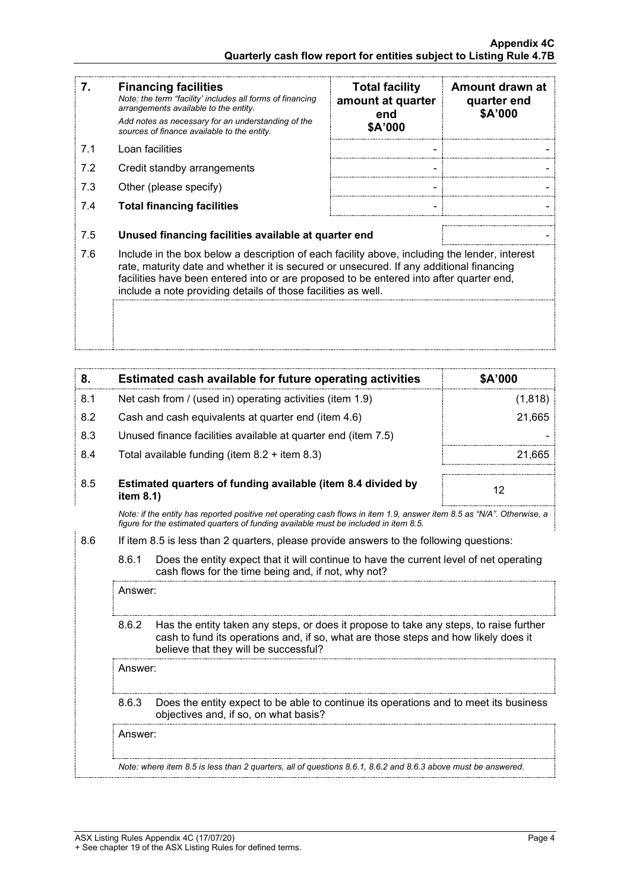| 7. | **Financing facilities**<br>*Note: the term "facility' includes all forms of financing arrangements available to the entity.*<br>*Add notes as necessary for an understanding of the sources of finance available to the entity.* | **Total facility amount at quarter end \$A'000** | **Amount drawn at quarter end \$A'000** |
|---|---|---|---|
| 7.1 | Loan facilities | - | - |
| 7.2 | Credit standby arrangements | - | - |
| 7.3 | Other (please specify) | - | - |
| 7.4 | **Total financing facilities** | - | - |
| 7.5 | **Unused financing facilities available at quarter end** | | - |
| 7.6 | Include in the box below a description of each facility above, including the lender, interest rate, maturity date and whether it is secured or unsecured. If any additional financing facilities have been entered into or are proposed to be entered into after quarter end, include a note providing details of those facilities as well. | | |

| 8. | **Estimated cash available for future operating activities** | **\$A'000** |
|---|---|---|
| 8.1 | Net cash from / (used in) operating activities (item 1.9) | (1,818) |
| 8.2 | Cash and cash equivalents at quarter end (item 4.6) | 21,665 |
| 8.3 | Unused finance facilities available at quarter end (item 7.5) | - |
| 8.4 | Total available funding (item 8.2 + item 8.3) | 21,665 |
| 8.5 | **Estimated quarters of funding available (item 8.4 divided by item 8.1)** | 12 |

*Note: if the entity has reported positive net operating cash flows in item 1.9, answer item 8.5 as "N/A". Otherwise, a figure for the estimated quarters of funding available must be included in item 8.5.*

8.6 If item 8.5 is less than 2 quarters, please provide answers to the following questions:

8.6.1 Does the entity expect that it will continue to have the current level of net operating cash flows for the time being and, if not, why not?

Answer:

8.6.2 Has the entity taken any steps, or does it propose to take any steps, to raise further cash to fund its operations and, if so, what are those steps and how likely does it believe that they will be successful?

Answer:

8.6.3 Does the entity expect to be able to continue its operations and to meet its business objectives and, if so, on what basis?

Answer:

*Note: where item 8.5 is less than 2 quarters, all of questions 8.6.1, 8.6.2 and 8.6.3 above must be answered.*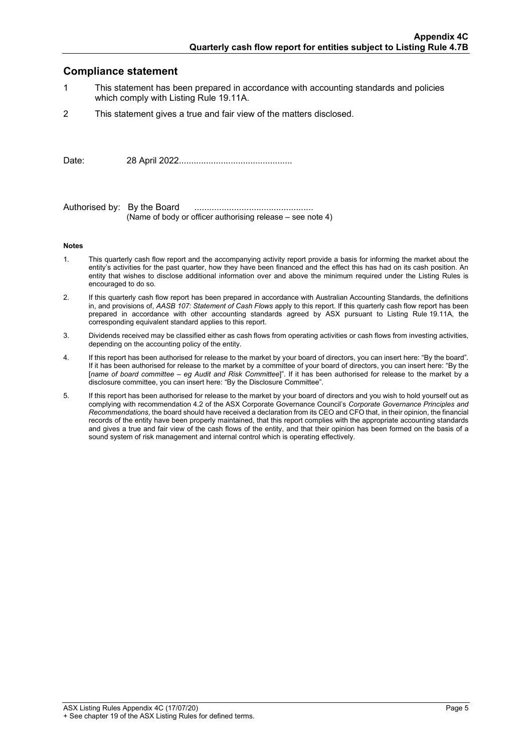## Compliance statement

1. This statement has been prepared in accordance with accounting standards and policies which comply with Listing Rule 19.11A.
2. This statement gives a true and fair view of the matters disclosed.

Date: 28 April 2022.............................................

Authorised by: By the Board ................................................
(Name of body or officer authorising release – see note 4)

**Notes**

1. This quarterly cash flow report and the accompanying activity report provide a basis for informing the market about the entity's activities for the past quarter, how they have been financed and the effect this has had on its cash position. An entity that wishes to disclose additional information over and above the minimum required under the Listing Rules is encouraged to do so.
2. If this quarterly cash flow report has been prepared in accordance with Australian Accounting Standards, the definitions in, and provisions of, *AASB 107: Statement of Cash Flows* apply to this report. If this quarterly cash flow report has been prepared in accordance with other accounting standards agreed by ASX pursuant to Listing Rule 19.11A, the corresponding equivalent standard applies to this report.
3. Dividends received may be classified either as cash flows from operating activities or cash flows from investing activities, depending on the accounting policy of the entity.
4. If this report has been authorised for release to the market by your board of directors, you can insert here: "By the board". If it has been authorised for release to the market by a committee of your board of directors, you can insert here: "By the [*name of board committee – eg Audit and Risk Committee*]". If it has been authorised for release to the market by a disclosure committee, you can insert here: "By the Disclosure Committee".
5. If this report has been authorised for release to the market by your board of directors and you wish to hold yourself out as complying with recommendation 4.2 of the ASX Corporate Governance Council's *Corporate Governance Principles and Recommendations*, the board should have received a declaration from its CEO and CFO that, in their opinion, the financial records of the entity have been properly maintained, that this report complies with the appropriate accounting standards and gives a true and fair view of the cash flows of the entity, and that their opinion has been formed on the basis of a sound system of risk management and internal control which is operating effectively.